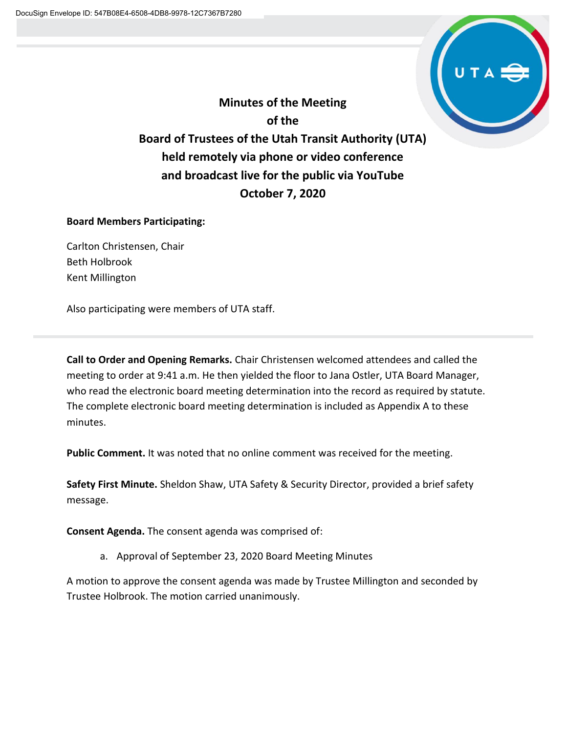# Minutes of the Meeting of the Board of Trustees of the Utah Transit Authority (UTA) held remotely via phone or video conference and broadcast live for the public via YouTube October 7, 2020

**Board Members Participating:**

Carlton Christensen, Chair
Beth Holbrook
Kent Millington

Also participating were members of UTA staff.

---

**Call to Order and Opening Remarks.** Chair Christensen welcomed attendees and called the meeting to order at 9:41 a.m. He then yielded the floor to Jana Ostler, UTA Board Manager, who read the electronic board meeting determination into the record as required by statute. The complete electronic board meeting determination is included as Appendix A to these minutes.

**Public Comment.** It was noted that no online comment was received for the meeting.

**Safety First Minute.** Sheldon Shaw, UTA Safety & Security Director, provided a brief safety message.

**Consent Agenda.** The consent agenda was comprised of:

a. Approval of September 23, 2020 Board Meeting Minutes

A motion to approve the consent agenda was made by Trustee Millington and seconded by Trustee Holbrook. The motion carried unanimously.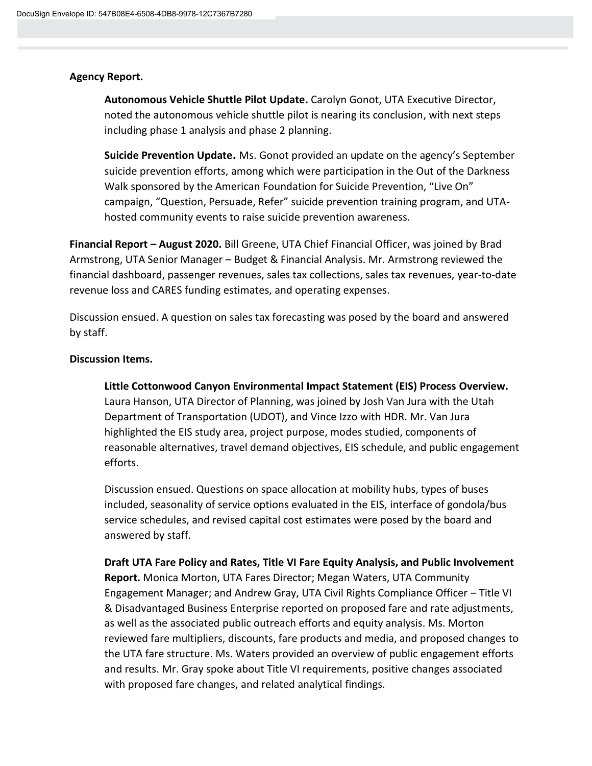**Agency Report.**

**Autonomous Vehicle Shuttle Pilot Update.** Carolyn Gonot, UTA Executive Director, noted the autonomous vehicle shuttle pilot is nearing its conclusion, with next steps including phase 1 analysis and phase 2 planning.

**Suicide Prevention Update.** Ms. Gonot provided an update on the agency's September suicide prevention efforts, among which were participation in the Out of the Darkness Walk sponsored by the American Foundation for Suicide Prevention, "Live On" campaign, "Question, Persuade, Refer" suicide prevention training program, and UTA-hosted community events to raise suicide prevention awareness.

**Financial Report – August 2020.** Bill Greene, UTA Chief Financial Officer, was joined by Brad Armstrong, UTA Senior Manager – Budget & Financial Analysis. Mr. Armstrong reviewed the financial dashboard, passenger revenues, sales tax collections, sales tax revenues, year-to-date revenue loss and CARES funding estimates, and operating expenses.

Discussion ensued. A question on sales tax forecasting was posed by the board and answered by staff.

**Discussion Items.**

**Little Cottonwood Canyon Environmental Impact Statement (EIS) Process Overview.** Laura Hanson, UTA Director of Planning, was joined by Josh Van Jura with the Utah Department of Transportation (UDOT), and Vince Izzo with HDR. Mr. Van Jura highlighted the EIS study area, project purpose, modes studied, components of reasonable alternatives, travel demand objectives, EIS schedule, and public engagement efforts.

Discussion ensued. Questions on space allocation at mobility hubs, types of buses included, seasonality of service options evaluated in the EIS, interface of gondola/bus service schedules, and revised capital cost estimates were posed by the board and answered by staff.

**Draft UTA Fare Policy and Rates, Title VI Fare Equity Analysis, and Public Involvement Report.** Monica Morton, UTA Fares Director; Megan Waters, UTA Community Engagement Manager; and Andrew Gray, UTA Civil Rights Compliance Officer – Title VI & Disadvantaged Business Enterprise reported on proposed fare and rate adjustments, as well as the associated public outreach efforts and equity analysis. Ms. Morton reviewed fare multipliers, discounts, fare products and media, and proposed changes to the UTA fare structure. Ms. Waters provided an overview of public engagement efforts and results. Mr. Gray spoke about Title VI requirements, positive changes associated with proposed fare changes, and related analytical findings.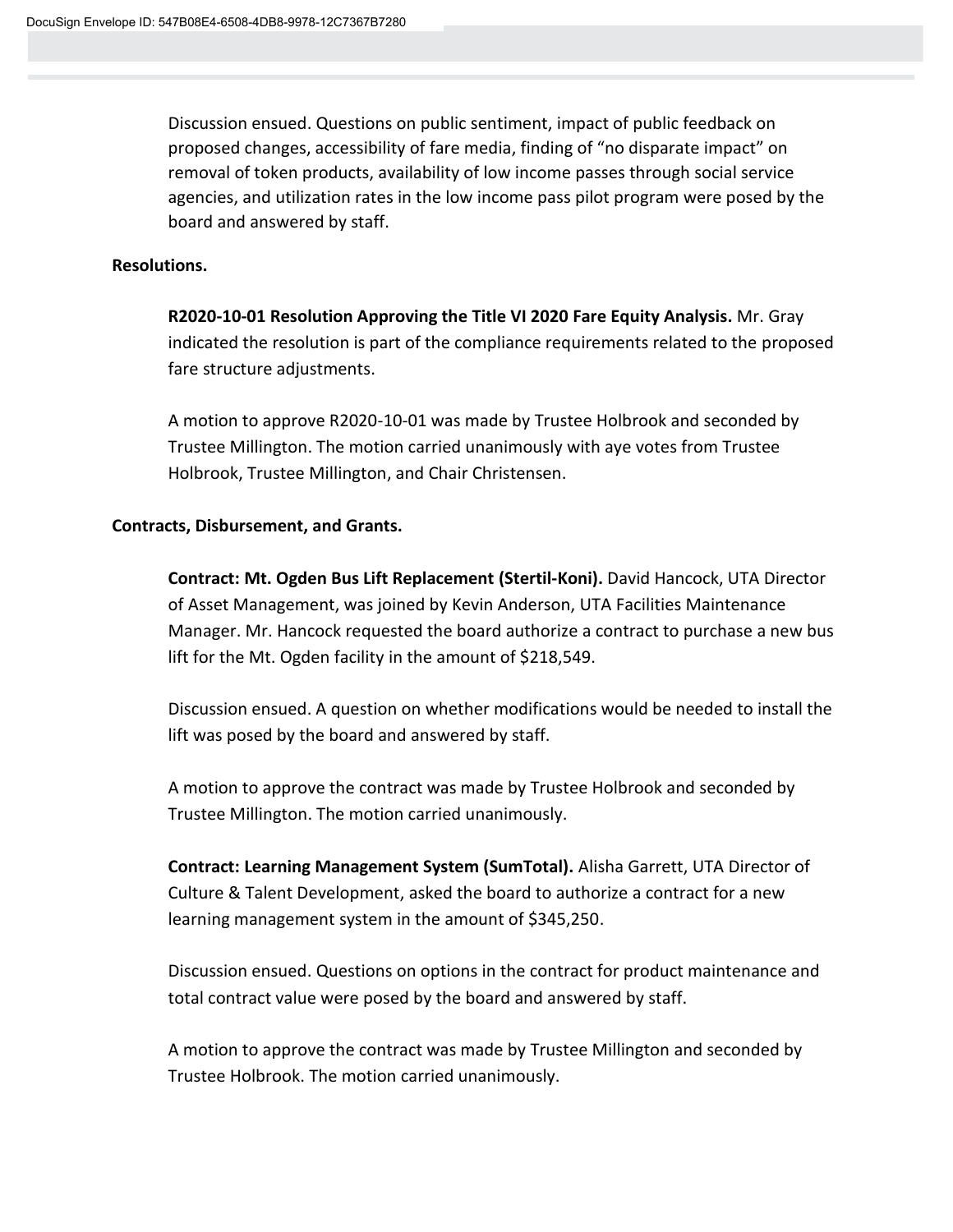Discussion ensued. Questions on public sentiment, impact of public feedback on proposed changes, accessibility of fare media, finding of "no disparate impact" on removal of token products, availability of low income passes through social service agencies, and utilization rates in the low income pass pilot program were posed by the board and answered by staff.

**Resolutions.**

**R2020-10-01 Resolution Approving the Title VI 2020 Fare Equity Analysis.** Mr. Gray indicated the resolution is part of the compliance requirements related to the proposed fare structure adjustments.

A motion to approve R2020-10-01 was made by Trustee Holbrook and seconded by Trustee Millington. The motion carried unanimously with aye votes from Trustee Holbrook, Trustee Millington, and Chair Christensen.

**Contracts, Disbursement, and Grants.**

**Contract: Mt. Ogden Bus Lift Replacement (Stertil-Koni).** David Hancock, UTA Director of Asset Management, was joined by Kevin Anderson, UTA Facilities Maintenance Manager. Mr. Hancock requested the board authorize a contract to purchase a new bus lift for the Mt. Ogden facility in the amount of $218,549.

Discussion ensued. A question on whether modifications would be needed to install the lift was posed by the board and answered by staff.

A motion to approve the contract was made by Trustee Holbrook and seconded by Trustee Millington. The motion carried unanimously.

**Contract: Learning Management System (SumTotal).** Alisha Garrett, UTA Director of Culture & Talent Development, asked the board to authorize a contract for a new learning management system in the amount of $345,250.

Discussion ensued. Questions on options in the contract for product maintenance and total contract value were posed by the board and answered by staff.

A motion to approve the contract was made by Trustee Millington and seconded by Trustee Holbrook. The motion carried unanimously.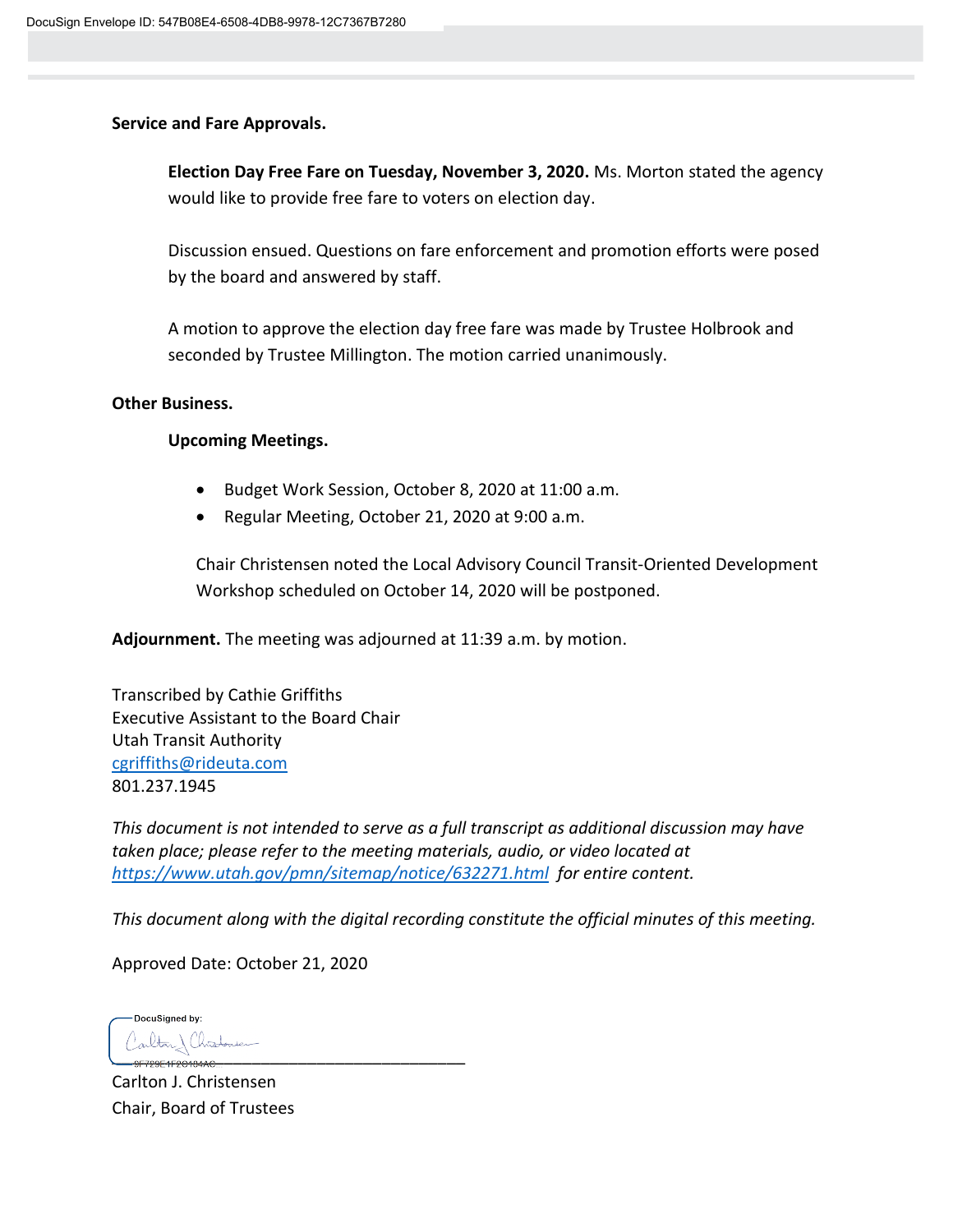**Service and Fare Approvals.**

**Election Day Free Fare on Tuesday, November 3, 2020.** Ms. Morton stated the agency would like to provide free fare to voters on election day.

Discussion ensued. Questions on fare enforcement and promotion efforts were posed by the board and answered by staff.

A motion to approve the election day free fare was made by Trustee Holbrook and seconded by Trustee Millington. The motion carried unanimously.

**Other Business.**

**Upcoming Meetings.**

- Budget Work Session, October 8, 2020 at 11:00 a.m.
- Regular Meeting, October 21, 2020 at 9:00 a.m.

Chair Christensen noted the Local Advisory Council Transit-Oriented Development Workshop scheduled on October 14, 2020 will be postponed.

**Adjournment.** The meeting was adjourned at 11:39 a.m. by motion.

Transcribed by Cathie Griffiths
Executive Assistant to the Board Chair
Utah Transit Authority
cgriffiths@rideuta.com
801.237.1945

*This document is not intended to serve as a full transcript as additional discussion may have taken place; please refer to the meeting materials, audio, or video located at https://www.utah.gov/pmn/sitemap/notice/632271.html for entire content.*

*This document along with the digital recording constitute the official minutes of this meeting.*

Approved Date: October 21, 2020

DocuSigned by:

9F729E1F2C184AC

Carlton J. Christensen
Chair, Board of Trustees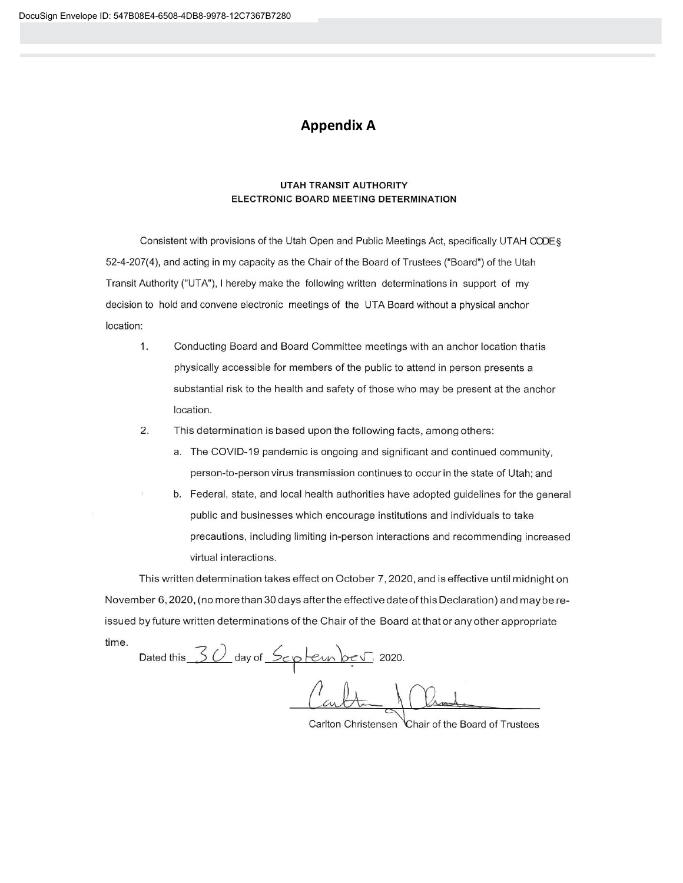DocuSign Envelope ID: 547B08E4-6508-4DB8-9978-12C7367B7280

# Appendix A

**UTAH TRANSIT AUTHORITY**
**ELECTRONIC BOARD MEETING DETERMINATION**

Consistent with provisions of the Utah Open and Public Meetings Act, specifically UTAH CODE § 52-4-207(4), and acting in my capacity as the Chair of the Board of Trustees ("Board") of the Utah Transit Authority ("UTA"), I hereby make the following written determinations in support of my decision to hold and convene electronic meetings of the UTA Board without a physical anchor location:

1. Conducting Board and Board Committee meetings with an anchor location thatis physically accessible for members of the public to attend in person presents a substantial risk to the health and safety of those who may be present at the anchor location.
2. This determination is based upon the following facts, among others:
   a. The COVID-19 pandemic is ongoing and significant and continued community, person-to-person virus transmission continues to occur in the state of Utah; and
   b. Federal, state, and local health authorities have adopted guidelines for the general public and businesses which encourage institutions and individuals to take precautions, including limiting in-person interactions and recommending increased virtual interactions.

This written determination takes effect on October 7, 2020, and is effective until midnight on November 6, 2020, (no more than 30 days after the effective date of this Declaration) and may be re-issued by future written determinations of the Chair of the Board at that or any other appropriate time.

Dated this 30 day of September, 2020.

Carlton Christensen Chair of the Board of Trustees